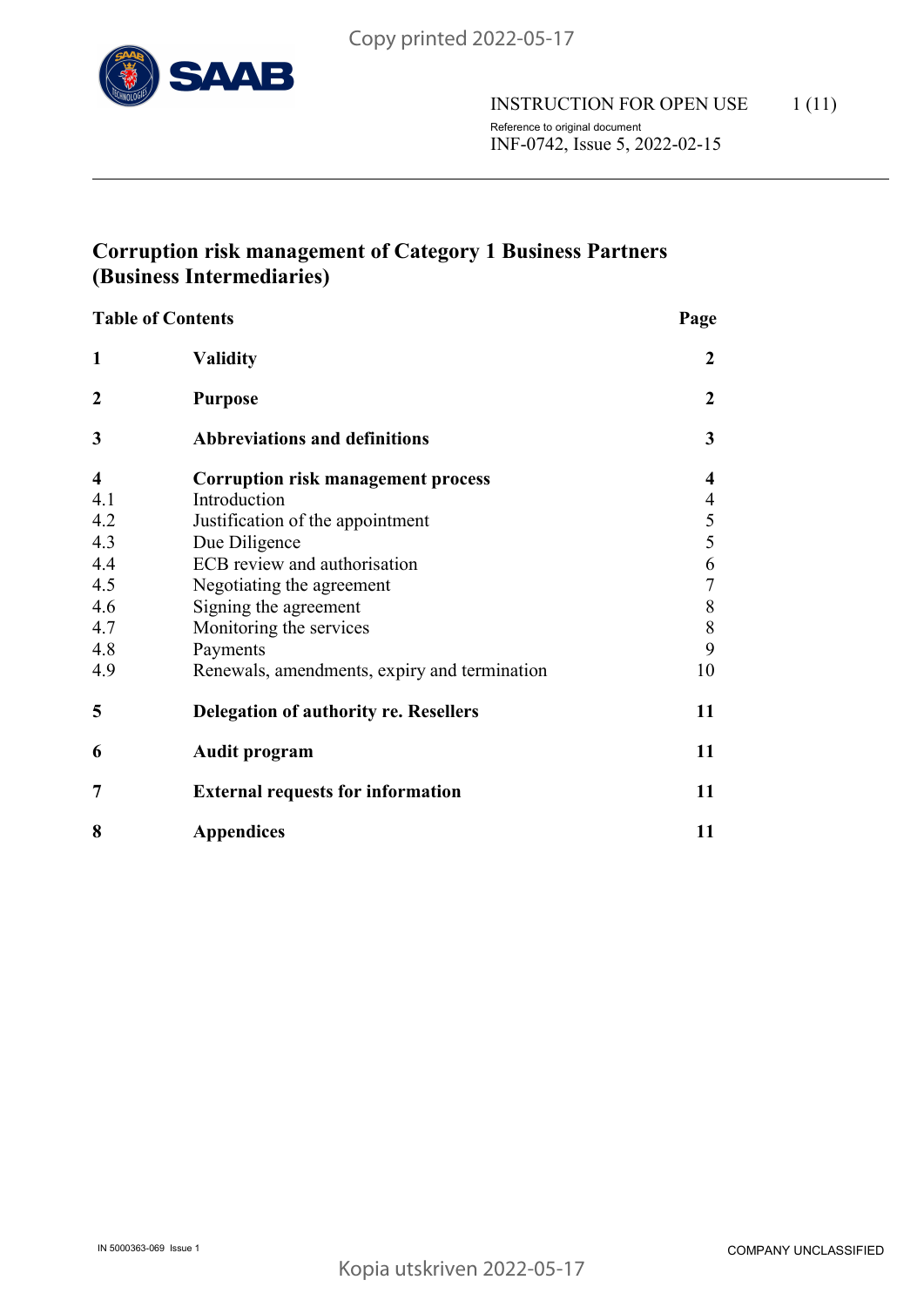INSTRUCTION FOR OPEN USE

Reference to original document
INF-0742, Issue 5, 2022-02-15

# Corruption risk management of Category 1 Business Partners (Business Intermediaries)

| Table of Contents | | Page |
|---|---|---|
| **1** | **Validity** | **2** |
| **2** | **Purpose** | **2** |
| **3** | **Abbreviations and definitions** | **3** |
| **4** | **Corruption risk management process** | **4** |
| 4.1 | Introduction | 4 |
| 4.2 | Justification of the appointment | 5 |
| 4.3 | Due Diligence | 5 |
| 4.4 | ECB review and authorisation | 6 |
| 4.5 | Negotiating the agreement | 7 |
| 4.6 | Signing the agreement | 8 |
| 4.7 | Monitoring the services | 8 |
| 4.8 | Payments | 9 |
| 4.9 | Renewals, amendments, expiry and termination | 10 |
| **5** | **Delegation of authority re. Resellers** | **11** |
| **6** | **Audit program** | **11** |
| **7** | **External requests for information** | **11** |
| **8** | **Appendices** | **11** |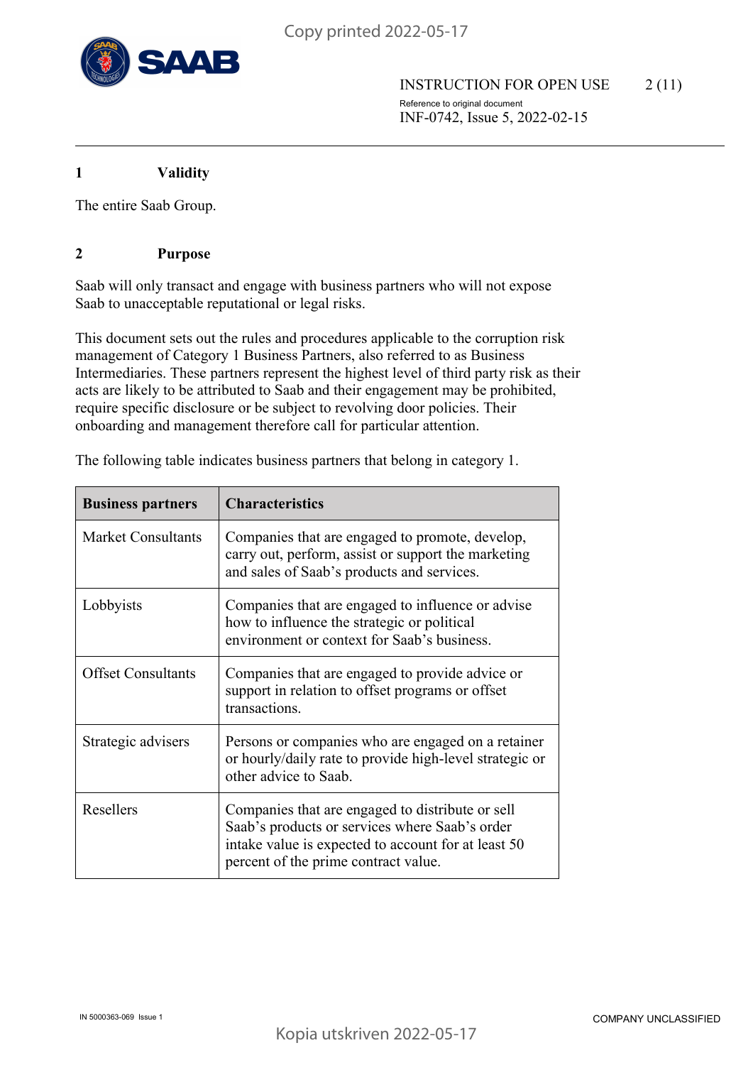# 1 Validity

The entire Saab Group.

# 2 Purpose

Saab will only transact and engage with business partners who will not expose Saab to unacceptable reputational or legal risks.

This document sets out the rules and procedures applicable to the corruption risk management of Category 1 Business Partners, also referred to as Business Intermediaries. These partners represent the highest level of third party risk as their acts are likely to be attributed to Saab and their engagement may be prohibited, require specific disclosure or be subject to revolving door policies. Their onboarding and management therefore call for particular attention.

The following table indicates business partners that belong in category 1.

| Business partners | Characteristics |
|---|---|
| Market Consultants | Companies that are engaged to promote, develop, carry out, perform, assist or support the marketing and sales of Saab's products and services. |
| Lobbyists | Companies that are engaged to influence or advise how to influence the strategic or political environment or context for Saab's business. |
| Offset Consultants | Companies that are engaged to provide advice or support in relation to offset programs or offset transactions. |
| Strategic advisers | Persons or companies who are engaged on a retainer or hourly/daily rate to provide high-level strategic or other advice to Saab. |
| Resellers | Companies that are engaged to distribute or sell Saab's products or services where Saab's order intake value is expected to account for at least 50 percent of the prime contract value. |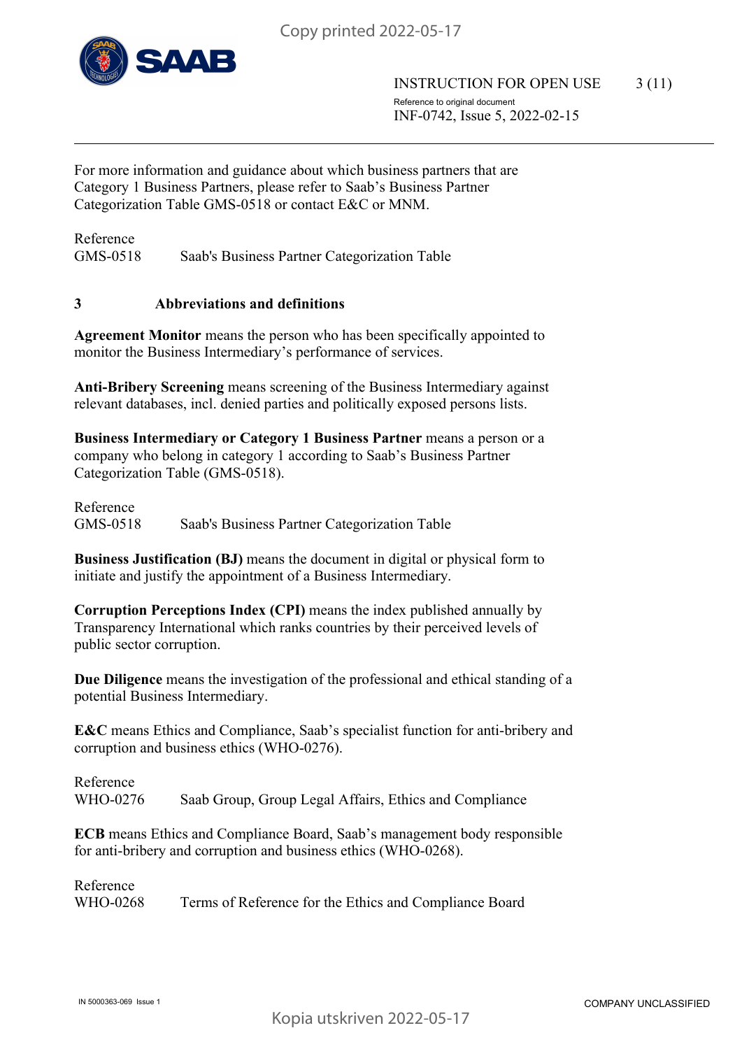For more information and guidance about which business partners that are Category 1 Business Partners, please refer to Saab's Business Partner Categorization Table GMS-0518 or contact E&C or MNM.

Reference
GMS-0518 Saab's Business Partner Categorization Table

## 3 Abbreviations and definitions

**Agreement Monitor** means the person who has been specifically appointed to monitor the Business Intermediary's performance of services.

**Anti-Bribery Screening** means screening of the Business Intermediary against relevant databases, incl. denied parties and politically exposed persons lists.

**Business Intermediary or Category 1 Business Partner** means a person or a company who belong in category 1 according to Saab's Business Partner Categorization Table (GMS-0518).

Reference
GMS-0518 Saab's Business Partner Categorization Table

**Business Justification (BJ)** means the document in digital or physical form to initiate and justify the appointment of a Business Intermediary.

**Corruption Perceptions Index (CPI)** means the index published annually by Transparency International which ranks countries by their perceived levels of public sector corruption.

**Due Diligence** means the investigation of the professional and ethical standing of a potential Business Intermediary.

**E&C** means Ethics and Compliance, Saab's specialist function for anti-bribery and corruption and business ethics (WHO-0276).

Reference
WHO-0276 Saab Group, Group Legal Affairs, Ethics and Compliance

**ECB** means Ethics and Compliance Board, Saab's management body responsible for anti-bribery and corruption and business ethics (WHO-0268).

Reference
WHO-0268 Terms of Reference for the Ethics and Compliance Board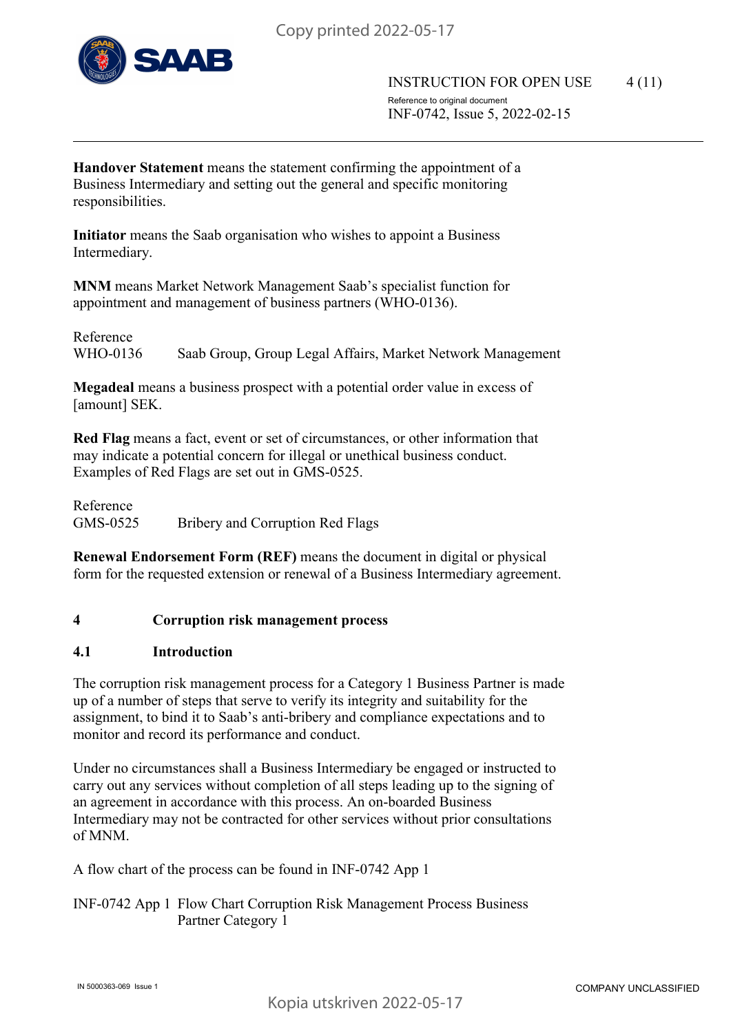**Handover Statement** means the statement confirming the appointment of a Business Intermediary and setting out the general and specific monitoring responsibilities.

**Initiator** means the Saab organisation who wishes to appoint a Business Intermediary.

**MNM** means Market Network Management Saab's specialist function for appointment and management of business partners (WHO-0136).

Reference
WHO-0136 Saab Group, Group Legal Affairs, Market Network Management

**Megadeal** means a business prospect with a potential order value in excess of [amount] SEK.

**Red Flag** means a fact, event or set of circumstances, or other information that may indicate a potential concern for illegal or unethical business conduct. Examples of Red Flags are set out in GMS-0525.

Reference
GMS-0525 Bribery and Corruption Red Flags

**Renewal Endorsement Form (REF)** means the document in digital or physical form for the requested extension or renewal of a Business Intermediary agreement.

# 4 Corruption risk management process

## 4.1 Introduction

The corruption risk management process for a Category 1 Business Partner is made up of a number of steps that serve to verify its integrity and suitability for the assignment, to bind it to Saab's anti-bribery and compliance expectations and to monitor and record its performance and conduct.

Under no circumstances shall a Business Intermediary be engaged or instructed to carry out any services without completion of all steps leading up to the signing of an agreement in accordance with this process. An on-boarded Business Intermediary may not be contracted for other services without prior consultations of MNM.

A flow chart of the process can be found in INF-0742 App 1

INF-0742 App 1 Flow Chart Corruption Risk Management Process Business Partner Category 1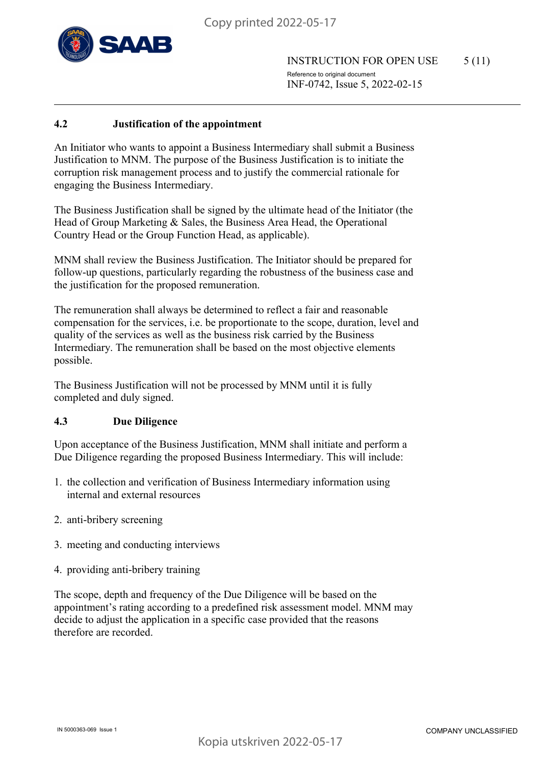### 4.2 Justification of the appointment

An Initiator who wants to appoint a Business Intermediary shall submit a Business Justification to MNM. The purpose of the Business Justification is to initiate the corruption risk management process and to justify the commercial rationale for engaging the Business Intermediary.

The Business Justification shall be signed by the ultimate head of the Initiator (the Head of Group Marketing & Sales, the Business Area Head, the Operational Country Head or the Group Function Head, as applicable).

MNM shall review the Business Justification. The Initiator should be prepared for follow-up questions, particularly regarding the robustness of the business case and the justification for the proposed remuneration.

The remuneration shall always be determined to reflect a fair and reasonable compensation for the services, i.e. be proportionate to the scope, duration, level and quality of the services as well as the business risk carried by the Business Intermediary. The remuneration shall be based on the most objective elements possible.

The Business Justification will not be processed by MNM until it is fully completed and duly signed.

### 4.3 Due Diligence

Upon acceptance of the Business Justification, MNM shall initiate and perform a Due Diligence regarding the proposed Business Intermediary. This will include:

1. the collection and verification of Business Intermediary information using internal and external resources
2. anti-bribery screening
3. meeting and conducting interviews
4. providing anti-bribery training

The scope, depth and frequency of the Due Diligence will be based on the appointment's rating according to a predefined risk assessment model. MNM may decide to adjust the application in a specific case provided that the reasons therefore are recorded.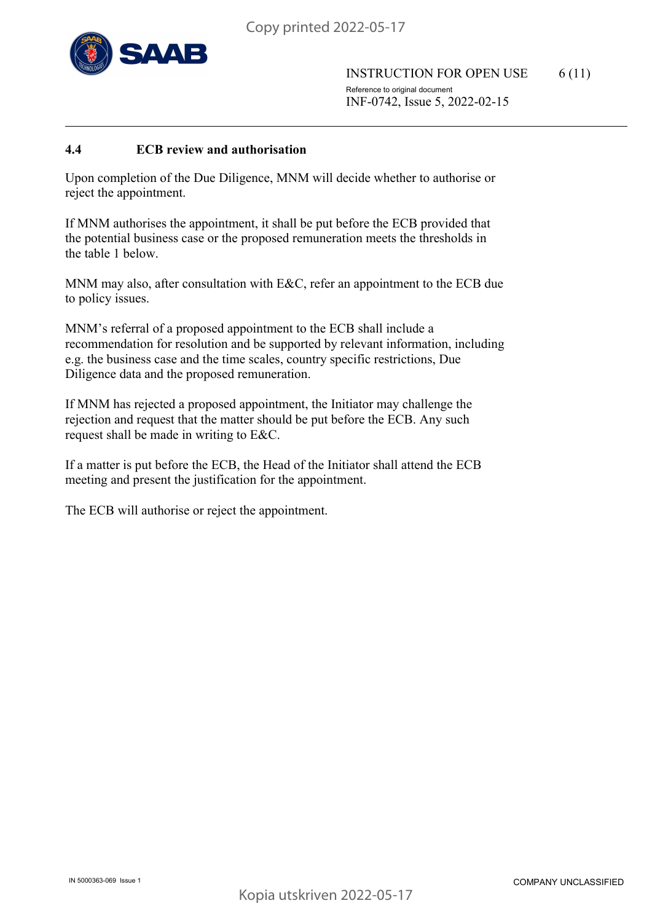## 4.4 ECB review and authorisation

Upon completion of the Due Diligence, MNM will decide whether to authorise or reject the appointment.

If MNM authorises the appointment, it shall be put before the ECB provided that the potential business case or the proposed remuneration meets the thresholds in the table 1 below.

MNM may also, after consultation with E&C, refer an appointment to the ECB due to policy issues.

MNM's referral of a proposed appointment to the ECB shall include a recommendation for resolution and be supported by relevant information, including e.g. the business case and the time scales, country specific restrictions, Due Diligence data and the proposed remuneration.

If MNM has rejected a proposed appointment, the Initiator may challenge the rejection and request that the matter should be put before the ECB. Any such request shall be made in writing to E&C.

If a matter is put before the ECB, the Head of the Initiator shall attend the ECB meeting and present the justification for the appointment.

The ECB will authorise or reject the appointment.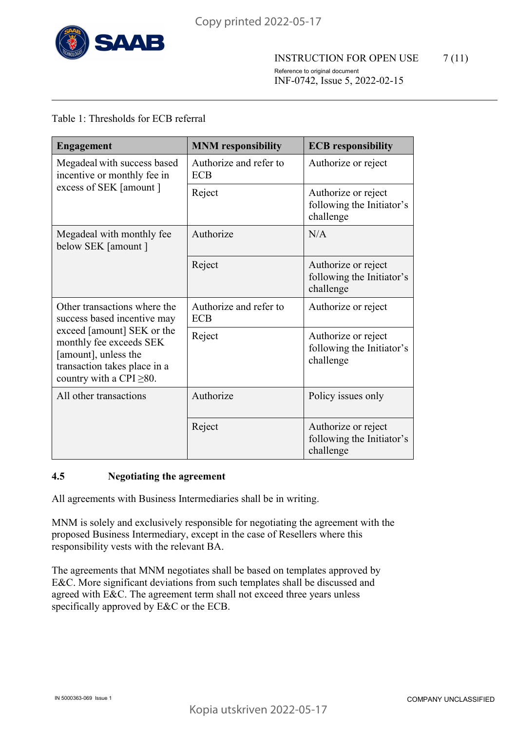Table 1: Thresholds for ECB referral

| Engagement | MNM responsibility | ECB responsibility |
|---|---|---|
| Megadeal with success based incentive or monthly fee in excess of SEK [amount ] | Authorize and refer to ECB | Authorize or reject |
| | Reject | Authorize or reject following the Initiator's challenge |
| Megadeal with monthly fee below SEK [amount ] | Authorize | N/A |
| | Reject | Authorize or reject following the Initiator's challenge |
| Other transactions where the success based incentive may exceed [amount] SEK or the monthly fee exceeds SEK [amount], unless the transaction takes place in a country with a CPI ≥80. | Authorize and refer to ECB | Authorize or reject |
| | Reject | Authorize or reject following the Initiator's challenge |
| All other transactions | Authorize | Policy issues only |
| | Reject | Authorize or reject following the Initiator's challenge |

### 4.5 Negotiating the agreement

All agreements with Business Intermediaries shall be in writing.

MNM is solely and exclusively responsible for negotiating the agreement with the proposed Business Intermediary, except in the case of Resellers where this responsibility vests with the relevant BA.

The agreements that MNM negotiates shall be based on templates approved by E&C. More significant deviations from such templates shall be discussed and agreed with E&C. The agreement term shall not exceed three years unless specifically approved by E&C or the ECB.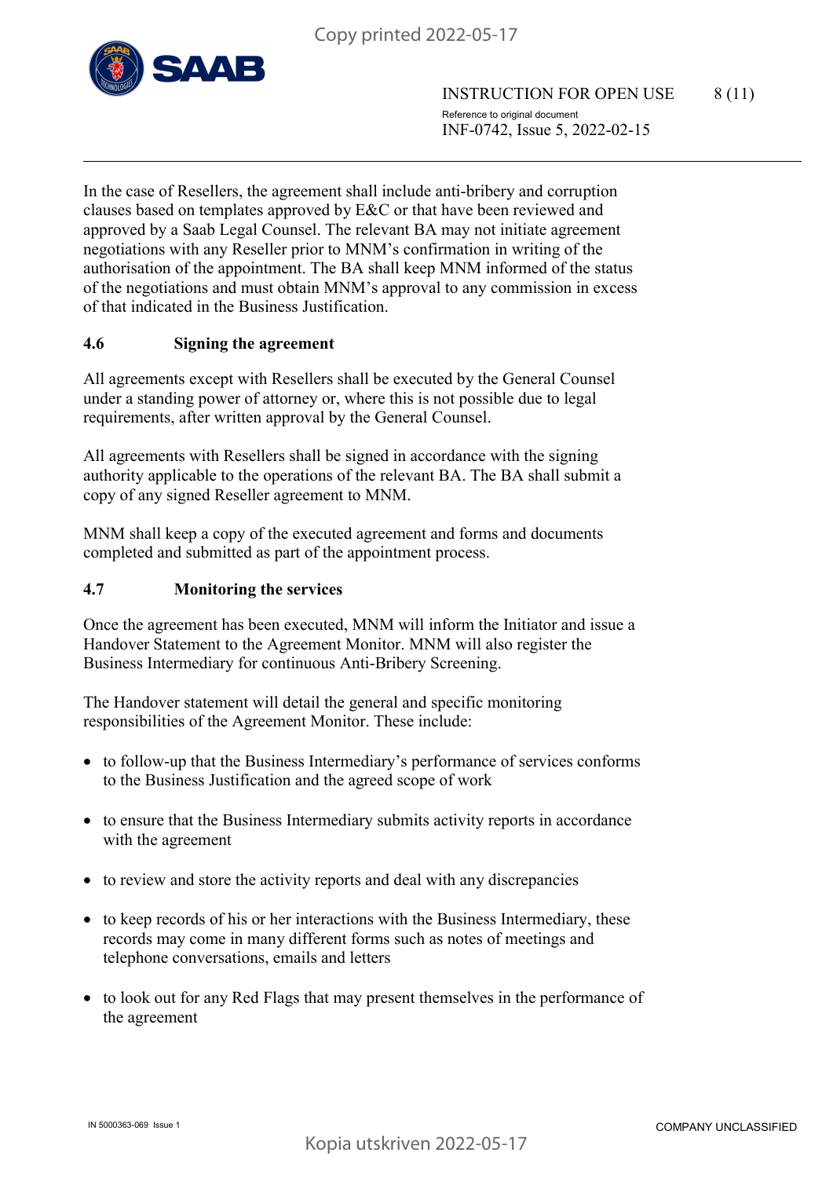In the case of Resellers, the agreement shall include anti-bribery and corruption clauses based on templates approved by E&C or that have been reviewed and approved by a Saab Legal Counsel. The relevant BA may not initiate agreement negotiations with any Reseller prior to MNM's confirmation in writing of the authorisation of the appointment. The BA shall keep MNM informed of the status of the negotiations and must obtain MNM's approval to any commission in excess of that indicated in the Business Justification.

### 4.6 Signing the agreement

All agreements except with Resellers shall be executed by the General Counsel under a standing power of attorney or, where this is not possible due to legal requirements, after written approval by the General Counsel.

All agreements with Resellers shall be signed in accordance with the signing authority applicable to the operations of the relevant BA. The BA shall submit a copy of any signed Reseller agreement to MNM.

MNM shall keep a copy of the executed agreement and forms and documents completed and submitted as part of the appointment process.

### 4.7 Monitoring the services

Once the agreement has been executed, MNM will inform the Initiator and issue a Handover Statement to the Agreement Monitor. MNM will also register the Business Intermediary for continuous Anti-Bribery Screening.

The Handover statement will detail the general and specific monitoring responsibilities of the Agreement Monitor. These include:

- to follow-up that the Business Intermediary's performance of services conforms to the Business Justification and the agreed scope of work
- to ensure that the Business Intermediary submits activity reports in accordance with the agreement
- to review and store the activity reports and deal with any discrepancies
- to keep records of his or her interactions with the Business Intermediary, these records may come in many different forms such as notes of meetings and telephone conversations, emails and letters
- to look out for any Red Flags that may present themselves in the performance of the agreement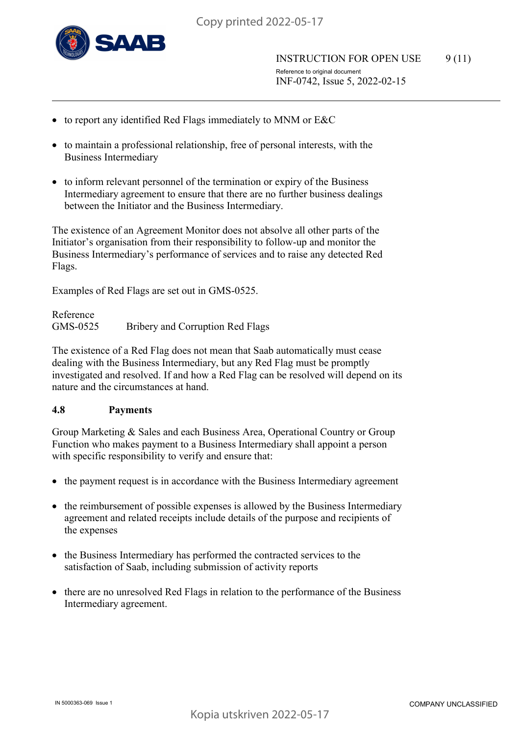- to report any identified Red Flags immediately to MNM or E&C
- to maintain a professional relationship, free of personal interests, with the Business Intermediary
- to inform relevant personnel of the termination or expiry of the Business Intermediary agreement to ensure that there are no further business dealings between the Initiator and the Business Intermediary.

The existence of an Agreement Monitor does not absolve all other parts of the Initiator's organisation from their responsibility to follow-up and monitor the Business Intermediary's performance of services and to raise any detected Red Flags.

Examples of Red Flags are set out in GMS-0525.

Reference
GMS-0525 Bribery and Corruption Red Flags

The existence of a Red Flag does not mean that Saab automatically must cease dealing with the Business Intermediary, but any Red Flag must be promptly investigated and resolved. If and how a Red Flag can be resolved will depend on its nature and the circumstances at hand.

### 4.8 Payments

Group Marketing & Sales and each Business Area, Operational Country or Group Function who makes payment to a Business Intermediary shall appoint a person with specific responsibility to verify and ensure that:

- the payment request is in accordance with the Business Intermediary agreement
- the reimbursement of possible expenses is allowed by the Business Intermediary agreement and related receipts include details of the purpose and recipients of the expenses
- the Business Intermediary has performed the contracted services to the satisfaction of Saab, including submission of activity reports
- there are no unresolved Red Flags in relation to the performance of the Business Intermediary agreement.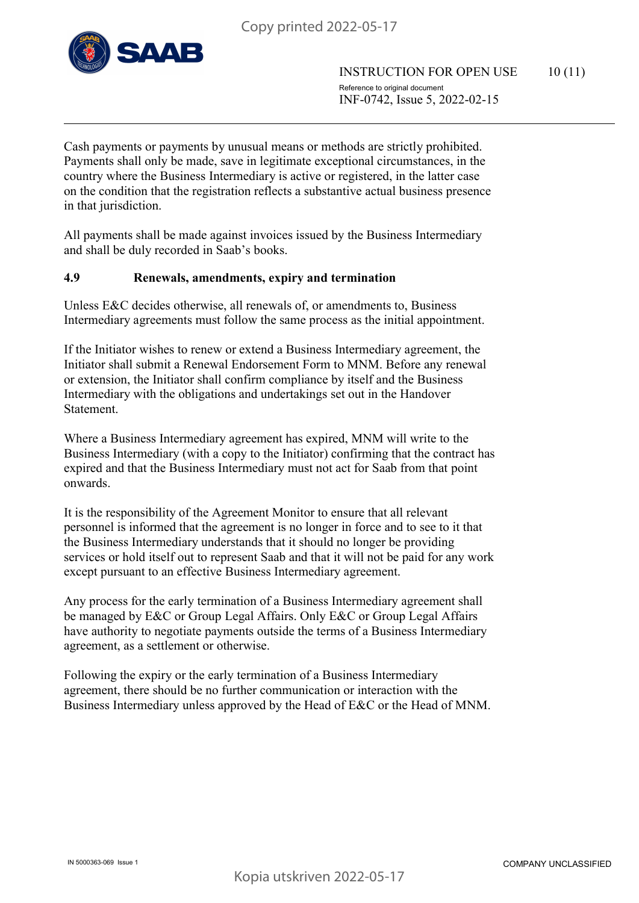Cash payments or payments by unusual means or methods are strictly prohibited. Payments shall only be made, save in legitimate exceptional circumstances, in the country where the Business Intermediary is active or registered, in the latter case on the condition that the registration reflects a substantive actual business presence in that jurisdiction.

All payments shall be made against invoices issued by the Business Intermediary and shall be duly recorded in Saab's books.

### 4.9 Renewals, amendments, expiry and termination

Unless E&C decides otherwise, all renewals of, or amendments to, Business Intermediary agreements must follow the same process as the initial appointment.

If the Initiator wishes to renew or extend a Business Intermediary agreement, the Initiator shall submit a Renewal Endorsement Form to MNM. Before any renewal or extension, the Initiator shall confirm compliance by itself and the Business Intermediary with the obligations and undertakings set out in the Handover Statement.

Where a Business Intermediary agreement has expired, MNM will write to the Business Intermediary (with a copy to the Initiator) confirming that the contract has expired and that the Business Intermediary must not act for Saab from that point onwards.

It is the responsibility of the Agreement Monitor to ensure that all relevant personnel is informed that the agreement is no longer in force and to see to it that the Business Intermediary understands that it should no longer be providing services or hold itself out to represent Saab and that it will not be paid for any work except pursuant to an effective Business Intermediary agreement.

Any process for the early termination of a Business Intermediary agreement shall be managed by E&C or Group Legal Affairs. Only E&C or Group Legal Affairs have authority to negotiate payments outside the terms of a Business Intermediary agreement, as a settlement or otherwise.

Following the expiry or the early termination of a Business Intermediary agreement, there should be no further communication or interaction with the Business Intermediary unless approved by the Head of E&C or the Head of MNM.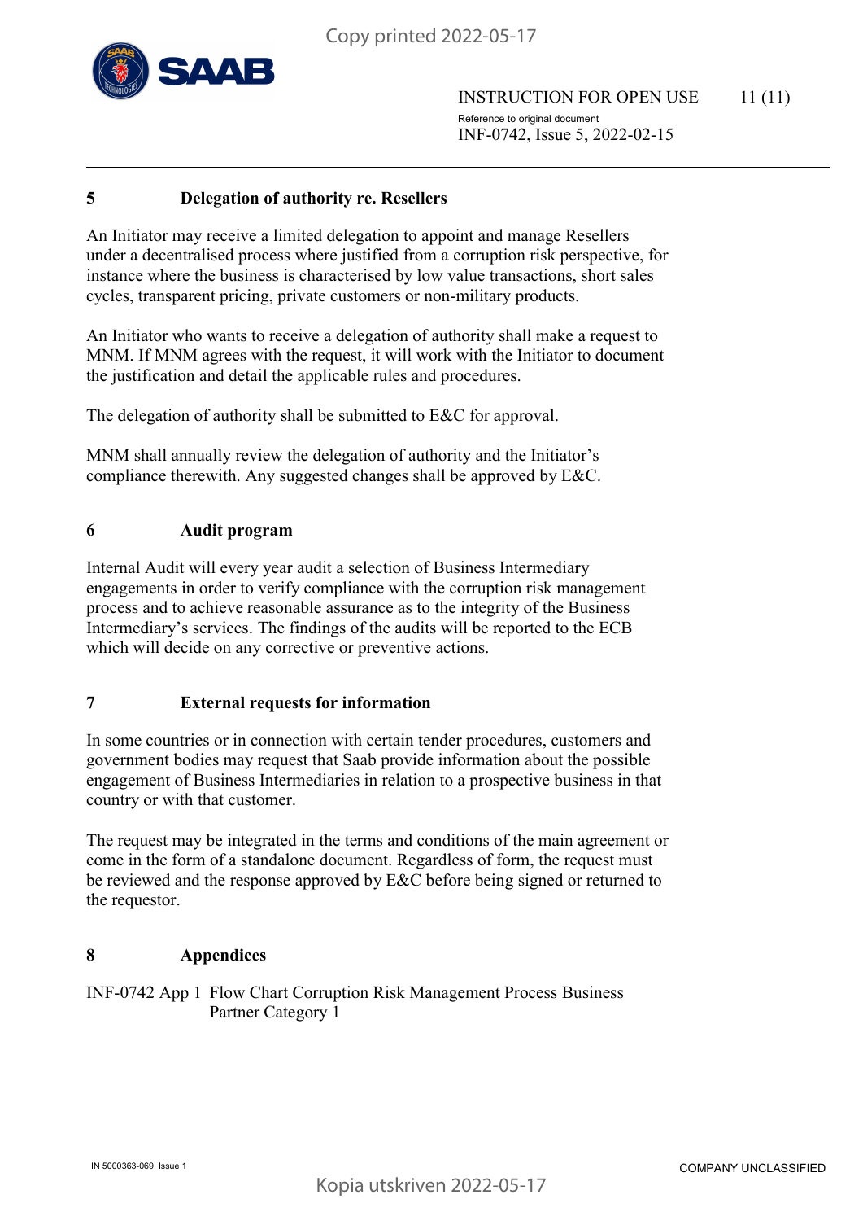## 5 Delegation of authority re. Resellers

An Initiator may receive a limited delegation to appoint and manage Resellers under a decentralised process where justified from a corruption risk perspective, for instance where the business is characterised by low value transactions, short sales cycles, transparent pricing, private customers or non-military products.

An Initiator who wants to receive a delegation of authority shall make a request to MNM. If MNM agrees with the request, it will work with the Initiator to document the justification and detail the applicable rules and procedures.

The delegation of authority shall be submitted to E&C for approval.

MNM shall annually review the delegation of authority and the Initiator's compliance therewith. Any suggested changes shall be approved by E&C.

## 6 Audit program

Internal Audit will every year audit a selection of Business Intermediary engagements in order to verify compliance with the corruption risk management process and to achieve reasonable assurance as to the integrity of the Business Intermediary's services. The findings of the audits will be reported to the ECB which will decide on any corrective or preventive actions.

## 7 External requests for information

In some countries or in connection with certain tender procedures, customers and government bodies may request that Saab provide information about the possible engagement of Business Intermediaries in relation to a prospective business in that country or with that customer.

The request may be integrated in the terms and conditions of the main agreement or come in the form of a standalone document. Regardless of form, the request must be reviewed and the response approved by E&C before being signed or returned to the requestor.

## 8 Appendices

INF-0742 App 1 Flow Chart Corruption Risk Management Process Business Partner Category 1